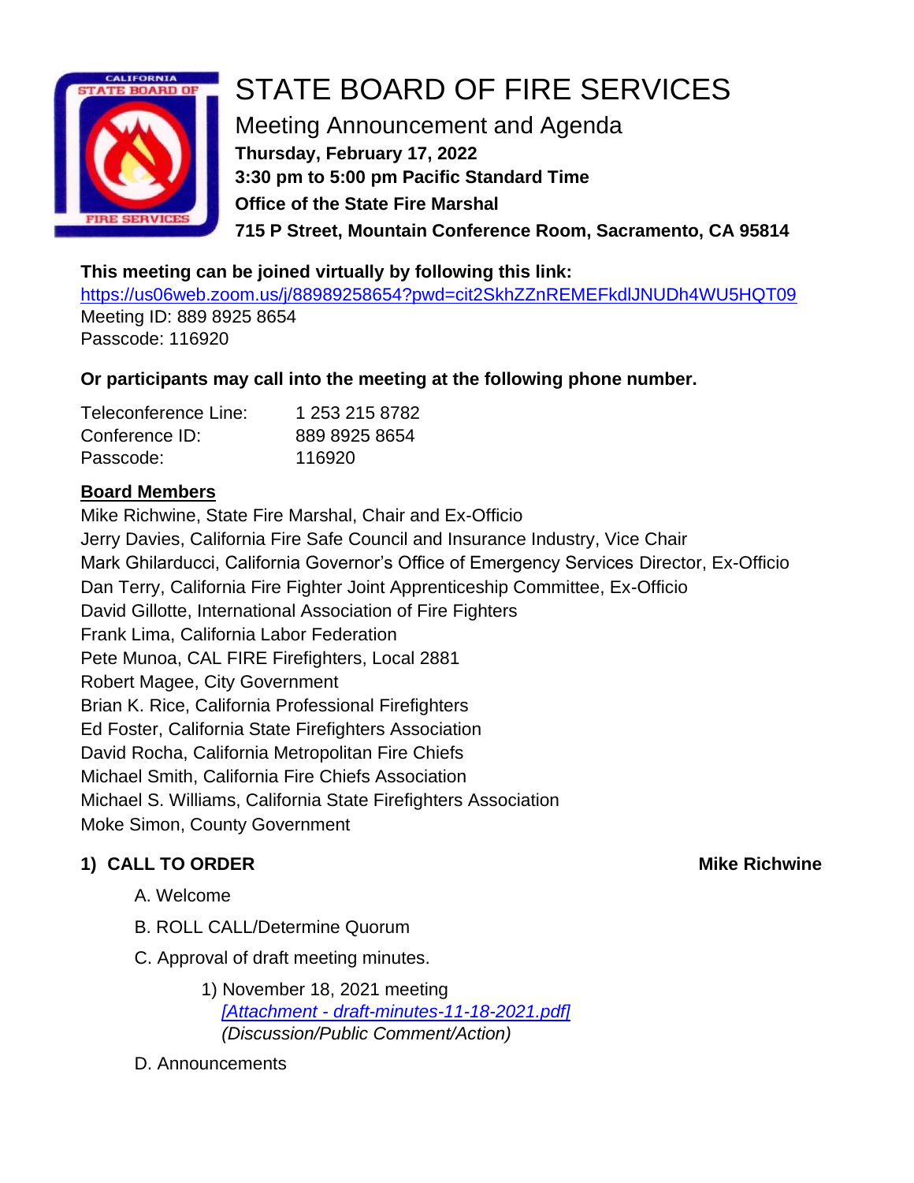# STATE BOARD OF FIRE SERVICES

## Meeting Announcement and Agenda

**Thursday, February 17, 2022**
**3:30 pm to 5:00 pm Pacific Standard Time**
**Office of the State Fire Marshal**
**715 P Street, Mountain Conference Room, Sacramento, CA 95814**

**This meeting can be joined virtually by following this link:**
https://us06web.zoom.us/j/88989258654?pwd=cit2SkhZZnREMEFkdlJNUDh4WU5HQT09
Meeting ID: 889 8925 8654
Passcode: 116920

**Or participants may call into the meeting at the following phone number.**

| | |
|---|---|
| Teleconference Line: | 1 253 215 8782 |
| Conference ID: | 889 8925 8654 |
| Passcode: | 116920 |

**Board Members**

Mike Richwine, State Fire Marshal, Chair and Ex-Officio
Jerry Davies, California Fire Safe Council and Insurance Industry, Vice Chair
Mark Ghilarducci, California Governor's Office of Emergency Services Director, Ex-Officio
Dan Terry, California Fire Fighter Joint Apprenticeship Committee, Ex-Officio
David Gillotte, International Association of Fire Fighters
Frank Lima, California Labor Federation
Pete Munoa, CAL FIRE Firefighters, Local 2881
Robert Magee, City Government
Brian K. Rice, California Professional Firefighters
Ed Foster, California State Firefighters Association
David Rocha, California Metropolitan Fire Chiefs
Michael Smith, California Fire Chiefs Association
Michael S. Williams, California State Firefighters Association
Moke Simon, County Government

**1) CALL TO ORDER** **Mike Richwine**

A. Welcome

B. ROLL CALL/Determine Quorum

C. Approval of draft meeting minutes.

1) November 18, 2021 meeting
*[Attachment - draft-minutes-11-18-2021.pdf]*
*(Discussion/Public Comment/Action)*

D. Announcements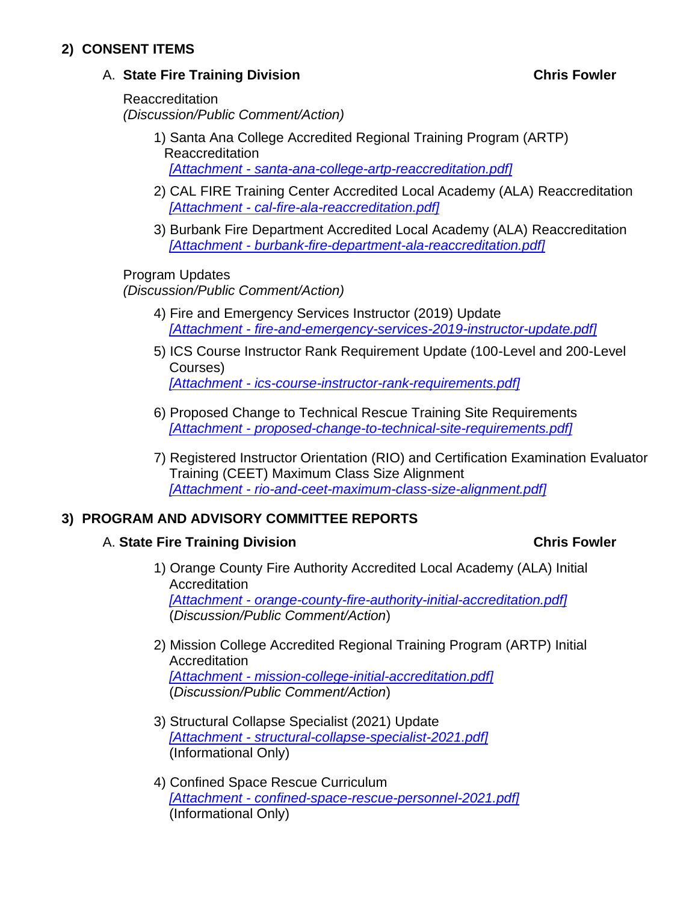## 2) CONSENT ITEMS

### A. State Fire Training Division — Chris Fowler

Reaccreditation
*(Discussion/Public Comment/Action)*

1) Santa Ana College Accredited Regional Training Program (ARTP) Reaccreditation
   *[Attachment - santa-ana-college-artp-reaccreditation.pdf]*

2) CAL FIRE Training Center Accredited Local Academy (ALA) Reaccreditation
   *[Attachment - cal-fire-ala-reaccreditation.pdf]*

3) Burbank Fire Department Accredited Local Academy (ALA) Reaccreditation
   *[Attachment - burbank-fire-department-ala-reaccreditation.pdf]*

Program Updates
*(Discussion/Public Comment/Action)*

4) Fire and Emergency Services Instructor (2019) Update
   *[Attachment - fire-and-emergency-services-2019-instructor-update.pdf]*

5) ICS Course Instructor Rank Requirement Update (100-Level and 200-Level Courses)
   *[Attachment - ics-course-instructor-rank-requirements.pdf]*

6) Proposed Change to Technical Rescue Training Site Requirements
   *[Attachment - proposed-change-to-technical-site-requirements.pdf]*

7) Registered Instructor Orientation (RIO) and Certification Examination Evaluator Training (CEET) Maximum Class Size Alignment
   *[Attachment - rio-and-ceet-maximum-class-size-alignment.pdf]*

## 3) PROGRAM AND ADVISORY COMMITTEE REPORTS

### A. State Fire Training Division — Chris Fowler

1) Orange County Fire Authority Accredited Local Academy (ALA) Initial Accreditation
   *[Attachment - orange-county-fire-authority-initial-accreditation.pdf]*
   (*Discussion/Public Comment/Action*)

2) Mission College Accredited Regional Training Program (ARTP) Initial Accreditation
   *[Attachment - mission-college-initial-accreditation.pdf]*
   (*Discussion/Public Comment/Action*)

3) Structural Collapse Specialist (2021) Update
   *[Attachment - structural-collapse-specialist-2021.pdf]*
   (Informational Only)

4) Confined Space Rescue Curriculum
   *[Attachment - confined-space-rescue-personnel-2021.pdf]*
   (Informational Only)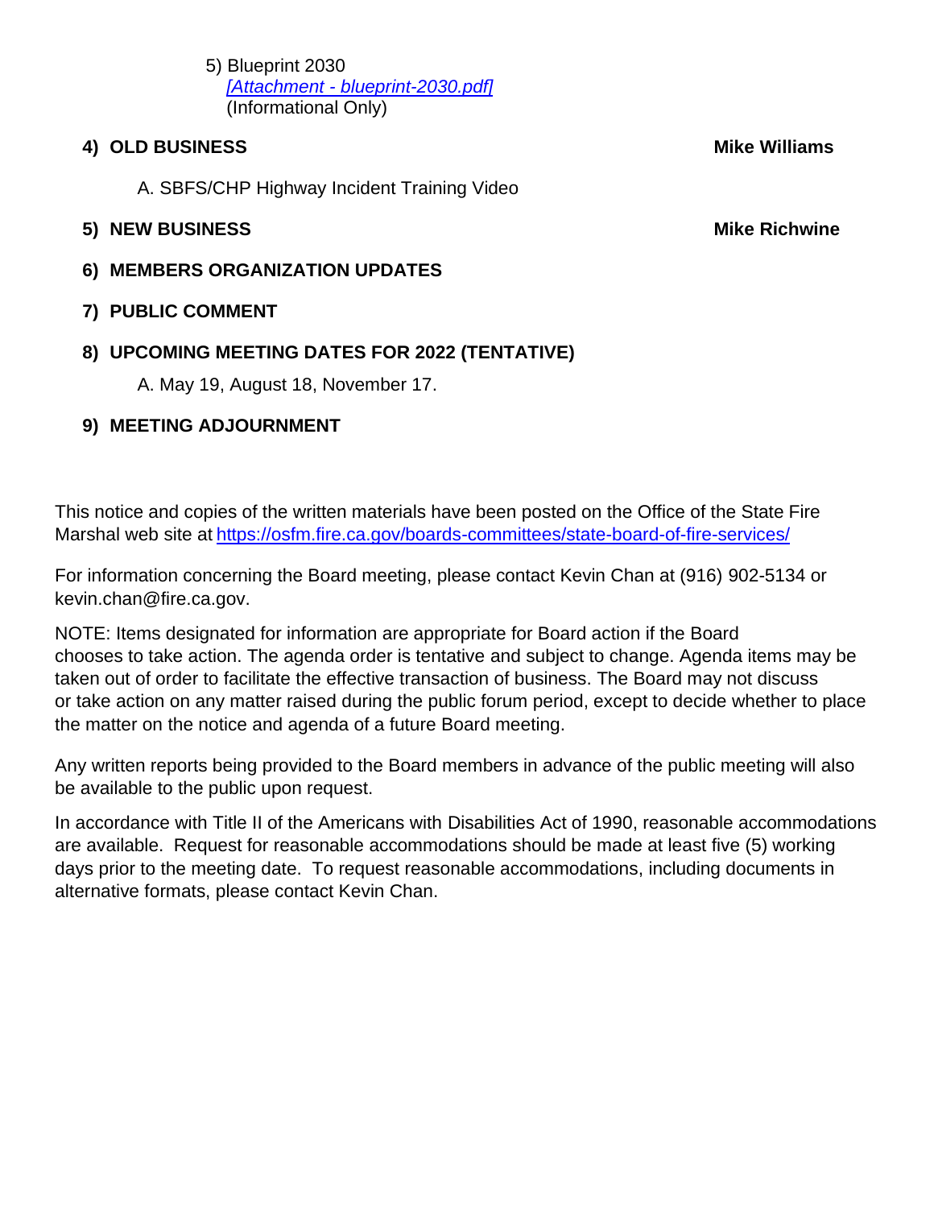5) Blueprint 2030
   *[Attachment - blueprint-2030.pdf]*
   (Informational Only)

**4) OLD BUSINESS** **Mike Williams**

A. SBFS/CHP Highway Incident Training Video

**5) NEW BUSINESS** **Mike Richwine**

**6) MEMBERS ORGANIZATION UPDATES**

**7) PUBLIC COMMENT**

**8) UPCOMING MEETING DATES FOR 2022 (TENTATIVE)**

A. May 19, August 18, November 17.

**9) MEETING ADJOURNMENT**

This notice and copies of the written materials have been posted on the Office of the State Fire Marshal web site at https://osfm.fire.ca.gov/boards-committees/state-board-of-fire-services/

For information concerning the Board meeting, please contact Kevin Chan at (916) 902-5134 or kevin.chan@fire.ca.gov.

NOTE: Items designated for information are appropriate for Board action if the Board chooses to take action. The agenda order is tentative and subject to change. Agenda items may be taken out of order to facilitate the effective transaction of business. The Board may not discuss or take action on any matter raised during the public forum period, except to decide whether to place the matter on the notice and agenda of a future Board meeting.

Any written reports being provided to the Board members in advance of the public meeting will also be available to the public upon request.

In accordance with Title II of the Americans with Disabilities Act of 1990, reasonable accommodations are available. Request for reasonable accommodations should be made at least five (5) working days prior to the meeting date. To request reasonable accommodations, including documents in alternative formats, please contact Kevin Chan.